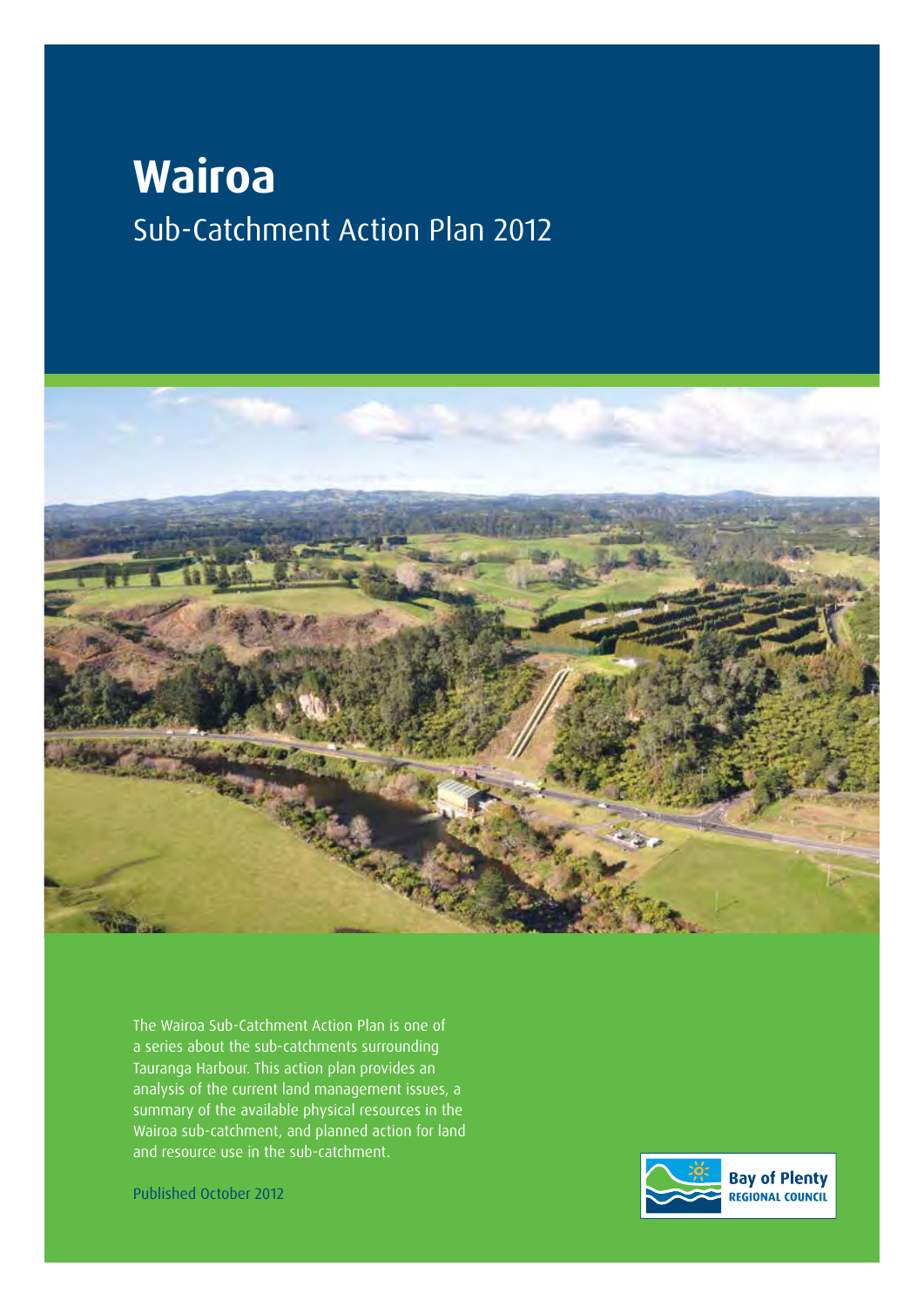# Wairoa

## Sub-Catchment Action Plan 2012

The Wairoa Sub-Catchment Action Plan is one of a series about the sub-catchments surrounding Tauranga Harbour. This action plan provides an analysis of the current land management issues, a summary of the available physical resources in the Wairoa sub-catchment, and planned action for land and resource use in the sub-catchment.

Published October 2012

Bay of Plenty REGIONAL COUNCIL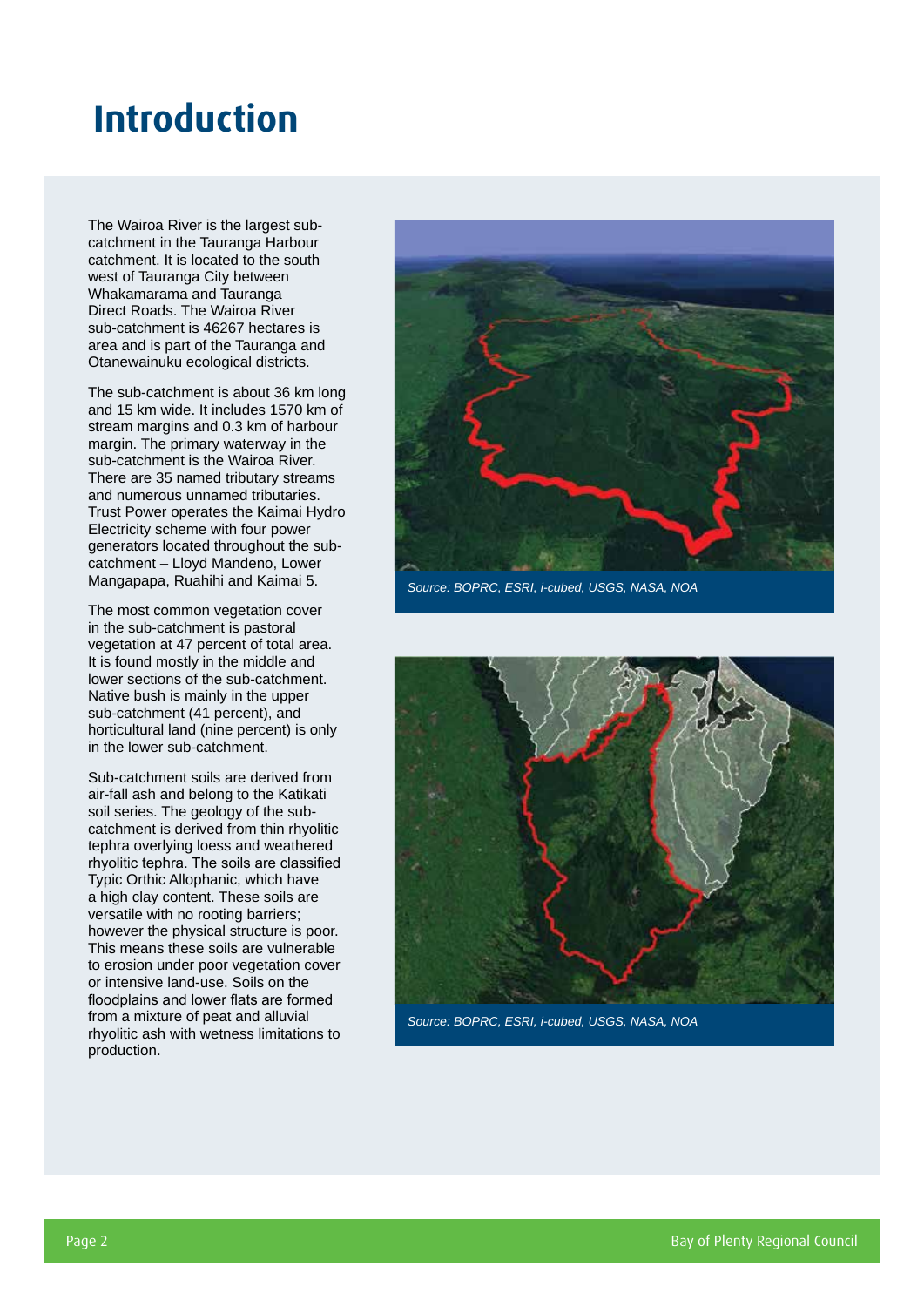# Introduction

The Wairoa River is the largest sub-catchment in the Tauranga Harbour catchment. It is located to the south west of Tauranga City between Whakamarama and Tauranga Direct Roads. The Wairoa River sub-catchment is 46267 hectares is area and is part of the Tauranga and Otanewainuku ecological districts.

The sub-catchment is about 36 km long and 15 km wide. It includes 1570 km of stream margins and 0.3 km of harbour margin. The primary waterway in the sub-catchment is the Wairoa River. There are 35 named tributary streams and numerous unnamed tributaries. Trust Power operates the Kaimai Hydro Electricity scheme with four power generators located throughout the sub-catchment – Lloyd Mandeno, Lower Mangapapa, Ruahihi and Kaimai 5.

The most common vegetation cover in the sub-catchment is pastoral vegetation at 47 percent of total area. It is found mostly in the middle and lower sections of the sub-catchment. Native bush is mainly in the upper sub-catchment (41 percent), and horticultural land (nine percent) is only in the lower sub-catchment.

Sub-catchment soils are derived from air-fall ash and belong to the Katikati soil series. The geology of the sub-catchment is derived from thin rhyolitic tephra overlying loess and weathered rhyolitic tephra. The soils are classified Typic Orthic Allophanic, which have a high clay content. These soils are versatile with no rooting barriers; however the physical structure is poor. This means these soils are vulnerable to erosion under poor vegetation cover or intensive land-use. Soils on the floodplains and lower flats are formed from a mixture of peat and alluvial rhyolitic ash with wetness limitations to production.

*Source: BOPRC, ESRI, i-cubed, USGS, NASA, NOA*

*Source: BOPRC, ESRI, i-cubed, USGS, NASA, NOA*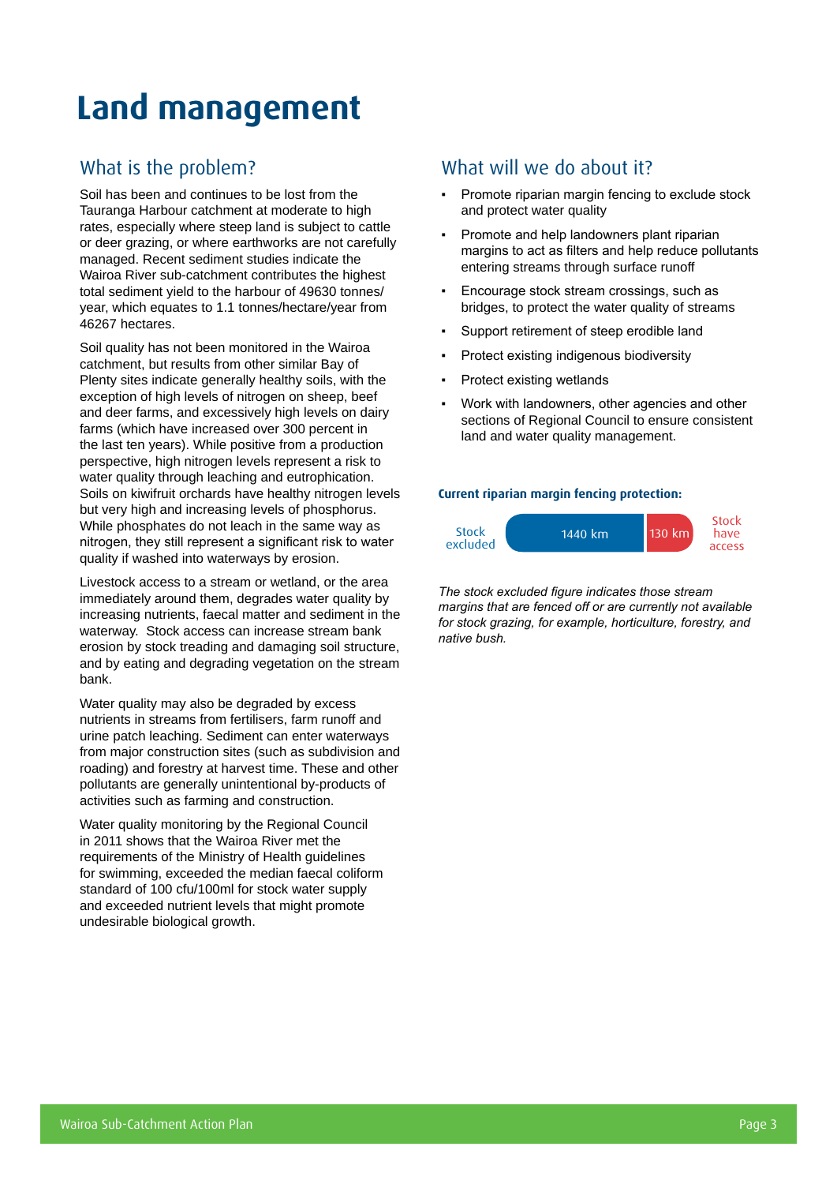# Land management

## What is the problem?

Soil has been and continues to be lost from the Tauranga Harbour catchment at moderate to high rates, especially where steep land is subject to cattle or deer grazing, or where earthworks are not carefully managed. Recent sediment studies indicate the Wairoa River sub-catchment contributes the highest total sediment yield to the harbour of 49630 tonnes/year, which equates to 1.1 tonnes/hectare/year from 46267 hectares.

Soil quality has not been monitored in the Wairoa catchment, but results from other similar Bay of Plenty sites indicate generally healthy soils, with the exception of high levels of nitrogen on sheep, beef and deer farms, and excessively high levels on dairy farms (which have increased over 300 percent in the last ten years). While positive from a production perspective, high nitrogen levels represent a risk to water quality through leaching and eutrophication. Soils on kiwifruit orchards have healthy nitrogen levels but very high and increasing levels of phosphorus. While phosphates do not leach in the same way as nitrogen, they still represent a significant risk to water quality if washed into waterways by erosion.

Livestock access to a stream or wetland, or the area immediately around them, degrades water quality by increasing nutrients, faecal matter and sediment in the waterway. Stock access can increase stream bank erosion by stock treading and damaging soil structure, and by eating and degrading vegetation on the stream bank.

Water quality may also be degraded by excess nutrients in streams from fertilisers, farm runoff and urine patch leaching. Sediment can enter waterways from major construction sites (such as subdivision and roading) and forestry at harvest time. These and other pollutants are generally unintentional by-products of activities such as farming and construction.

Water quality monitoring by the Regional Council in 2011 shows that the Wairoa River met the requirements of the Ministry of Health guidelines for swimming, exceeded the median faecal coliform standard of 100 cfu/100ml for stock water supply and exceeded nutrient levels that might promote undesirable biological growth.

## What will we do about it?

- Promote riparian margin fencing to exclude stock and protect water quality
- Promote and help landowners plant riparian margins to act as filters and help reduce pollutants entering streams through surface runoff
- Encourage stock stream crossings, such as bridges, to protect the water quality of streams
- Support retirement of steep erodible land
- Protect existing indigenous biodiversity
- Protect existing wetlands
- Work with landowners, other agencies and other sections of Regional Council to ensure consistent land and water quality management.

**Current riparian margin fencing protection:**

| Stock excluded | Stock have access |
|---|---|
| 1440 km | 130 km |

*The stock excluded figure indicates those stream margins that are fenced off or are currently not available for stock grazing, for example, horticulture, forestry, and native bush.*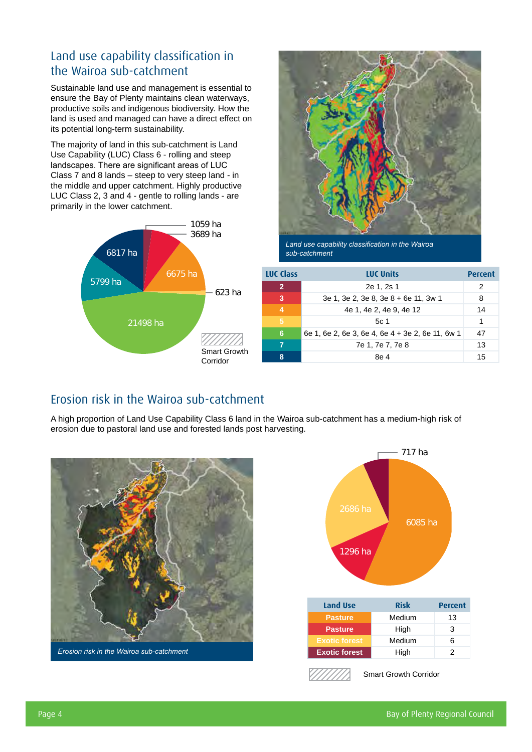## Land use capability classification in the Wairoa sub-catchment

Sustainable land use and management is essential to ensure the Bay of Plenty maintains clean waterways, productive soils and indigenous biodiversity. How the land is used and managed can have a direct effect on its potential long-term sustainability.

The majority of land in this sub-catchment is Land Use Capability (LUC) Class 6 - rolling and steep landscapes. There are significant areas of LUC Class 7 and 8 lands – steep to very steep land - in the middle and upper catchment. Highly productive LUC Class 2, 3 and 4 - gentle to rolling lands - are primarily in the lower catchment.

1059 ha
3689 ha
6817 ha
6675 ha
5799 ha
623 ha
21498 ha
Smart Growth Corridor

*Land use capability classification in the Wairoa sub-catchment*

| LUC Class | LUC Units | Percent |
|---|---|---|
| 2 | 2e 1, 2s 1 | 2 |
| 3 | 3e 1, 3e 2, 3e 8, 3e 8 + 6e 11, 3w 1 | 8 |
| 4 | 4e 1, 4e 2, 4e 9, 4e 12 | 14 |
| 5 | 5c 1 | 1 |
| 6 | 6e 1, 6e 2, 6e 3, 6e 4, 6e 4 + 3e 2, 6e 11, 6w 1 | 47 |
| 7 | 7e 1, 7e 7, 7e 8 | 13 |
| 8 | 8e 4 | 15 |

## Erosion risk in the Wairoa sub-catchment

A high proportion of Land Use Capability Class 6 land in the Wairoa sub-catchment has a medium-high risk of erosion due to pastoral land use and forested lands post harvesting.

*Erosion risk in the Wairoa sub-catchment*

717 ha
2686 ha
6085 ha
1296 ha

| Land Use | Risk | Percent |
|---|---|---|
| Pasture | Medium | 13 |
| Pasture | High | 3 |
| Exotic forest | Medium | 6 |
| Exotic forest | High | 2 |

Smart Growth Corridor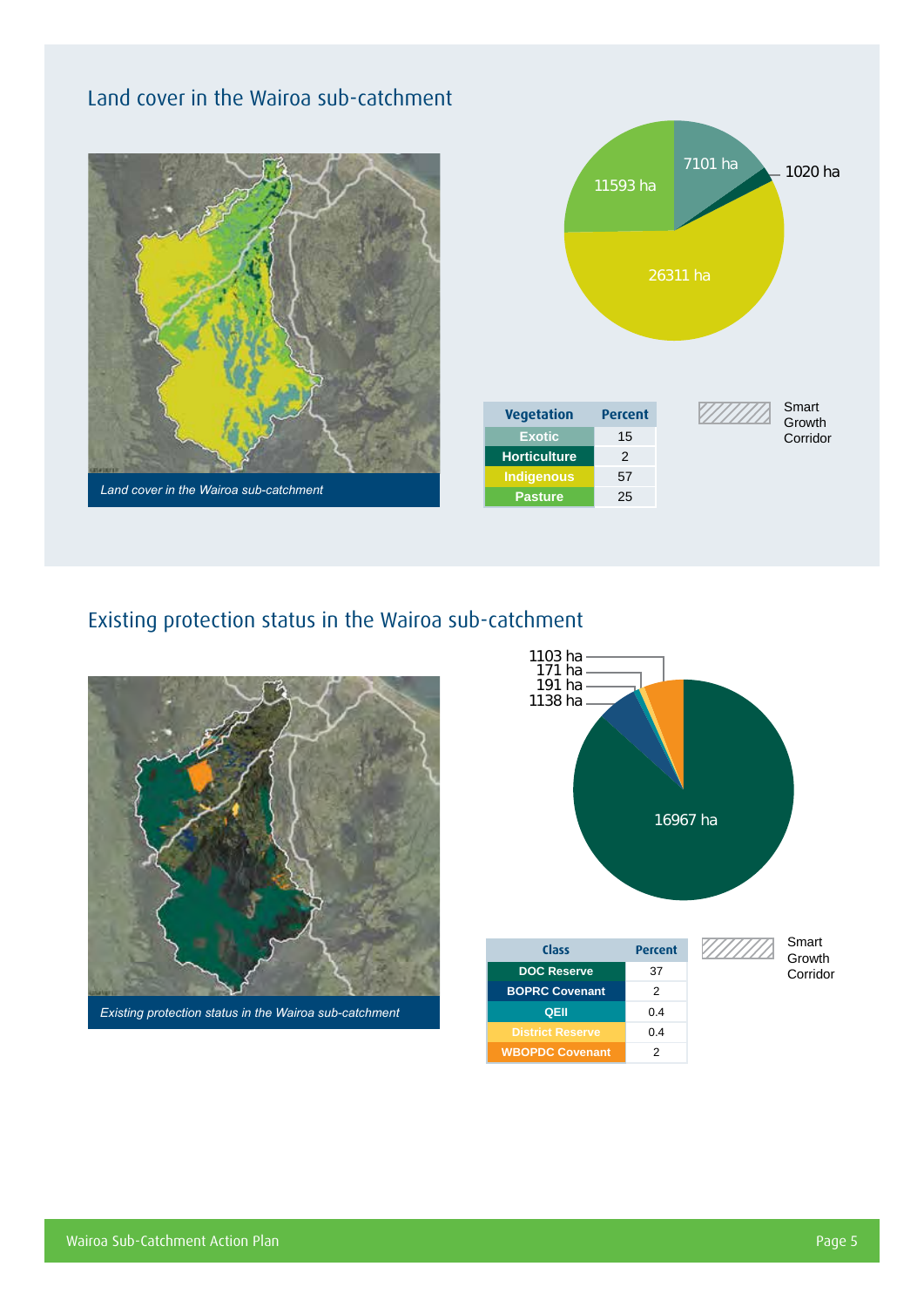## Land cover in the Wairoa sub-catchment

*Land cover in the Wairoa sub-catchment*

7101 ha

1020 ha

11593 ha

26311 ha

| Vegetation | Percent |
|---|---|
| Exotic | 15 |
| Horticulture | 2 |
| Indigenous | 57 |
| Pasture | 25 |

Smart Growth Corridor

## Existing protection status in the Wairoa sub-catchment

*Existing protection status in the Wairoa sub-catchment*

1103 ha

171 ha

191 ha

1138 ha

16967 ha

| Class | Percent |
|---|---|
| DOC Reserve | 37 |
| BOPRC Covenant | 2 |
| QEII | 0.4 |
| District Reserve | 0.4 |
| WBOPDC Covenant | 2 |

Smart Growth Corridor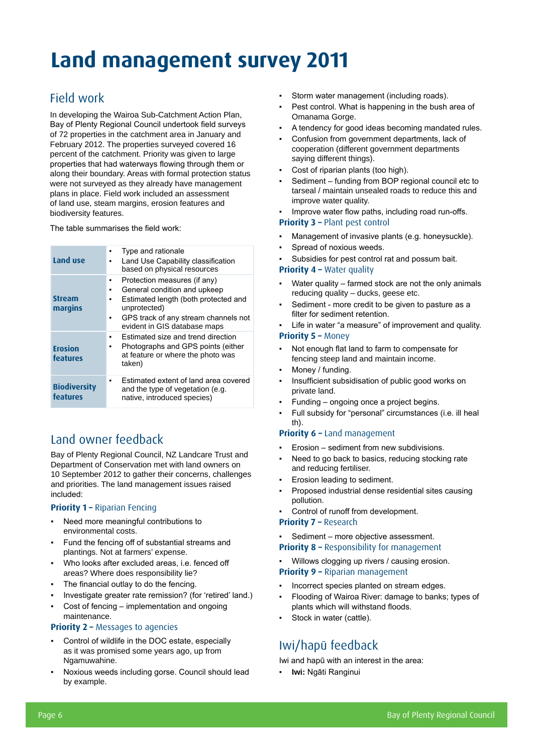# Land management survey 2011

## Field work

In developing the Wairoa Sub-Catchment Action Plan, Bay of Plenty Regional Council undertook field surveys of 72 properties in the catchment area in January and February 2012. The properties surveyed covered 16 percent of the catchment. Priority was given to large properties that had waterways flowing through them or along their boundary. Areas with formal protection status were not surveyed as they already have management plans in place. Field work included an assessment of land use, steam margins, erosion features and biodiversity features.

The table summarises the field work:

| | |
|---|---|
| **Land use** | ▪ Type and rationale<br>▪ Land Use Capability classification based on physical resources |
| **Stream margins** | ▪ Protection measures (if any)<br>▪ General condition and upkeep<br>▪ Estimated length (both protected and unprotected)<br>▪ GPS track of any stream channels not evident in GIS database maps |
| **Erosion features** | ▪ Estimated size and trend direction<br>▪ Photographs and GPS points (either at feature or where the photo was taken) |
| **Biodiversity features** | ▪ Estimated extent of land area covered and the type of vegetation (e.g. native, introduced species) |

## Land owner feedback

Bay of Plenty Regional Council, NZ Landcare Trust and Department of Conservation met with land owners on 10 September 2012 to gather their concerns, challenges and priorities. The land management issues raised included:

### Priority 1 – Riparian Fencing

- Need more meaningful contributions to environmental costs.
- Fund the fencing off of substantial streams and plantings. Not at farmers' expense.
- Who looks after excluded areas, i.e. fenced off areas? Where does responsibility lie?
- The financial outlay to do the fencing.
- Investigate greater rate remission? (for 'retired' land.)
- Cost of fencing – implementation and ongoing maintenance.

### Priority 2 – Messages to agencies

- Control of wildlife in the DOC estate, especially as it was promised some years ago, up from Ngamuwahine.
- Noxious weeds including gorse. Council should lead by example.
- Storm water management (including roads).
- Pest control. What is happening in the bush area of Omanama Gorge.
- A tendency for good ideas becoming mandated rules.
- Confusion from government departments, lack of cooperation (different government departments saying different things).
- Cost of riparian plants (too high).
- Sediment – funding from BOP regional council etc to tarseal / maintain unsealed roads to reduce this and improve water quality.
- Improve water flow paths, including road run-offs.

### Priority 3 – Plant pest control

- Management of invasive plants (e.g. honeysuckle).
- Spread of noxious weeds.
- Subsidies for pest control rat and possum bait.

### Priority 4 – Water quality

- Water quality – farmed stock are not the only animals reducing quality – ducks, geese etc.
- Sediment - more credit to be given to pasture as a filter for sediment retention.
- Life in water "a measure" of improvement and quality.

### Priority 5 – Money

- Not enough flat land to farm to compensate for fencing steep land and maintain income.
- Money / funding.
- Insufficient subsidisation of public good works on private land.
- Funding – ongoing once a project begins.
- Full subsidy for "personal" circumstances (i.e. ill heal th).

### Priority 6 – Land management

- Erosion – sediment from new subdivisions.
- Need to go back to basics, reducing stocking rate and reducing fertiliser.
- Erosion leading to sediment.
- Proposed industrial dense residential sites causing pollution.
- Control of runoff from development.

### Priority 7 – Research

- Sediment – more objective assessment.

### Priority 8 – Responsibility for management

- Willows clogging up rivers / causing erosion.

### Priority 9 – Riparian management

- Incorrect species planted on stream edges.
- Flooding of Wairoa River: damage to banks; types of plants which will withstand floods.
- Stock in water (cattle).

## Iwi/hapū feedback

Iwi and hapū with an interest in the area:

- **Iwi:** Ngāti Ranginui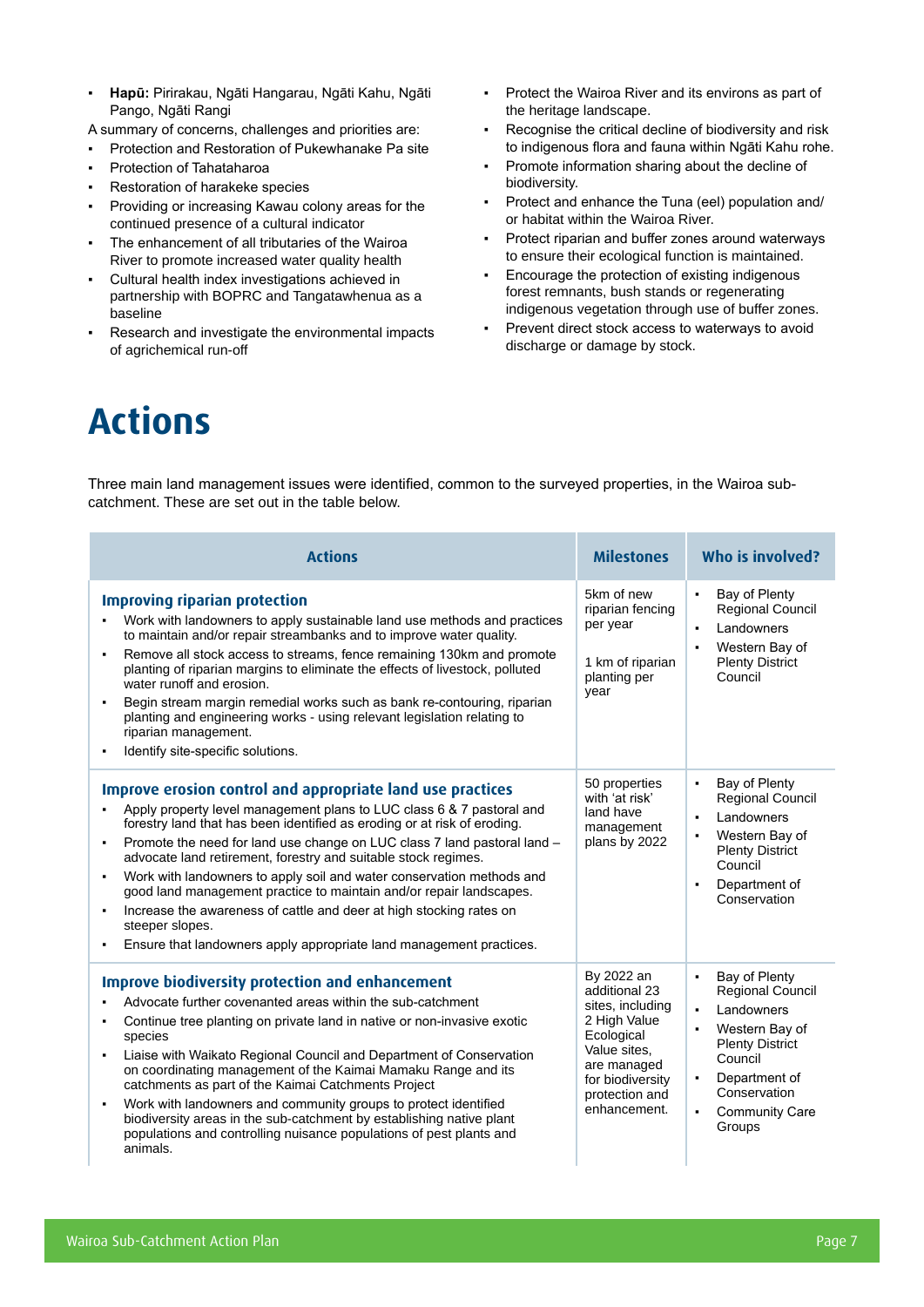- **Hapū:** Pirirakau, Ngāti Hangarau, Ngāti Kahu, Ngāti Pango, Ngāti Rangi

A summary of concerns, challenges and priorities are:

- Protection and Restoration of Pukewhanake Pa site
- Protection of Tahataharoa
- Restoration of harakeke species
- Providing or increasing Kawau colony areas for the continued presence of a cultural indicator
- The enhancement of all tributaries of the Wairoa River to promote increased water quality health
- Cultural health index investigations achieved in partnership with BOPRC and Tangatawhenua as a baseline
- Research and investigate the environmental impacts of agrichemical run-off
- Protect the Wairoa River and its environs as part of the heritage landscape.
- Recognise the critical decline of biodiversity and risk to indigenous flora and fauna within Ngāti Kahu rohe.
- Promote information sharing about the decline of biodiversity.
- Protect and enhance the Tuna (eel) population and/or habitat within the Wairoa River.
- Protect riparian and buffer zones around waterways to ensure their ecological function is maintained.
- Encourage the protection of existing indigenous forest remnants, bush stands or regenerating indigenous vegetation through use of buffer zones.
- Prevent direct stock access to waterways to avoid discharge or damage by stock.

# Actions

Three main land management issues were identified, common to the surveyed properties, in the Wairoa sub-catchment. These are set out in the table below.

| Actions | Milestones | Who is involved? |
|---|---|---|
| **Improving riparian protection**<br>• Work with landowners to apply sustainable land use methods and practices to maintain and/or repair streambanks and to improve water quality.<br>• Remove all stock access to streams, fence remaining 130km and promote planting of riparian margins to eliminate the effects of livestock, polluted water runoff and erosion.<br>• Begin stream margin remedial works such as bank re-contouring, riparian planting and engineering works - using relevant legislation relating to riparian management.<br>• Identify site-specific solutions. | 5km of new riparian fencing per year<br><br>1 km of riparian planting per year | • Bay of Plenty Regional Council<br>• Landowners<br>• Western Bay of Plenty District Council |
| **Improve erosion control and appropriate land use practices**<br>• Apply property level management plans to LUC class 6 & 7 pastoral and forestry land that has been identified as eroding or at risk of eroding.<br>• Promote the need for land use change on LUC class 7 land pastoral land – advocate land retirement, forestry and suitable stock regimes.<br>• Work with landowners to apply soil and water conservation methods and good land management practice to maintain and/or repair landscapes.<br>• Increase the awareness of cattle and deer at high stocking rates on steeper slopes.<br>• Ensure that landowners apply appropriate land management practices. | 50 properties with 'at risk' land have management plans by 2022 | • Bay of Plenty Regional Council<br>• Landowners<br>• Western Bay of Plenty District Council<br>• Department of Conservation |
| **Improve biodiversity protection and enhancement**<br>• Advocate further covenanted areas within the sub-catchment<br>• Continue tree planting on private land in native or non-invasive exotic species<br>• Liaise with Waikato Regional Council and Department of Conservation on coordinating management of the Kaimai Mamaku Range and its catchments as part of the Kaimai Catchments Project<br>• Work with landowners and community groups to protect identified biodiversity areas in the sub-catchment by establishing native plant populations and controlling nuisance populations of pest plants and animals. | By 2022 an additional 23 sites, including 2 High Value Ecological Value sites, are managed for biodiversity protection and enhancement. | • Bay of Plenty Regional Council<br>• Landowners<br>• Western Bay of Plenty District Council<br>• Department of Conservation<br>• Community Care Groups |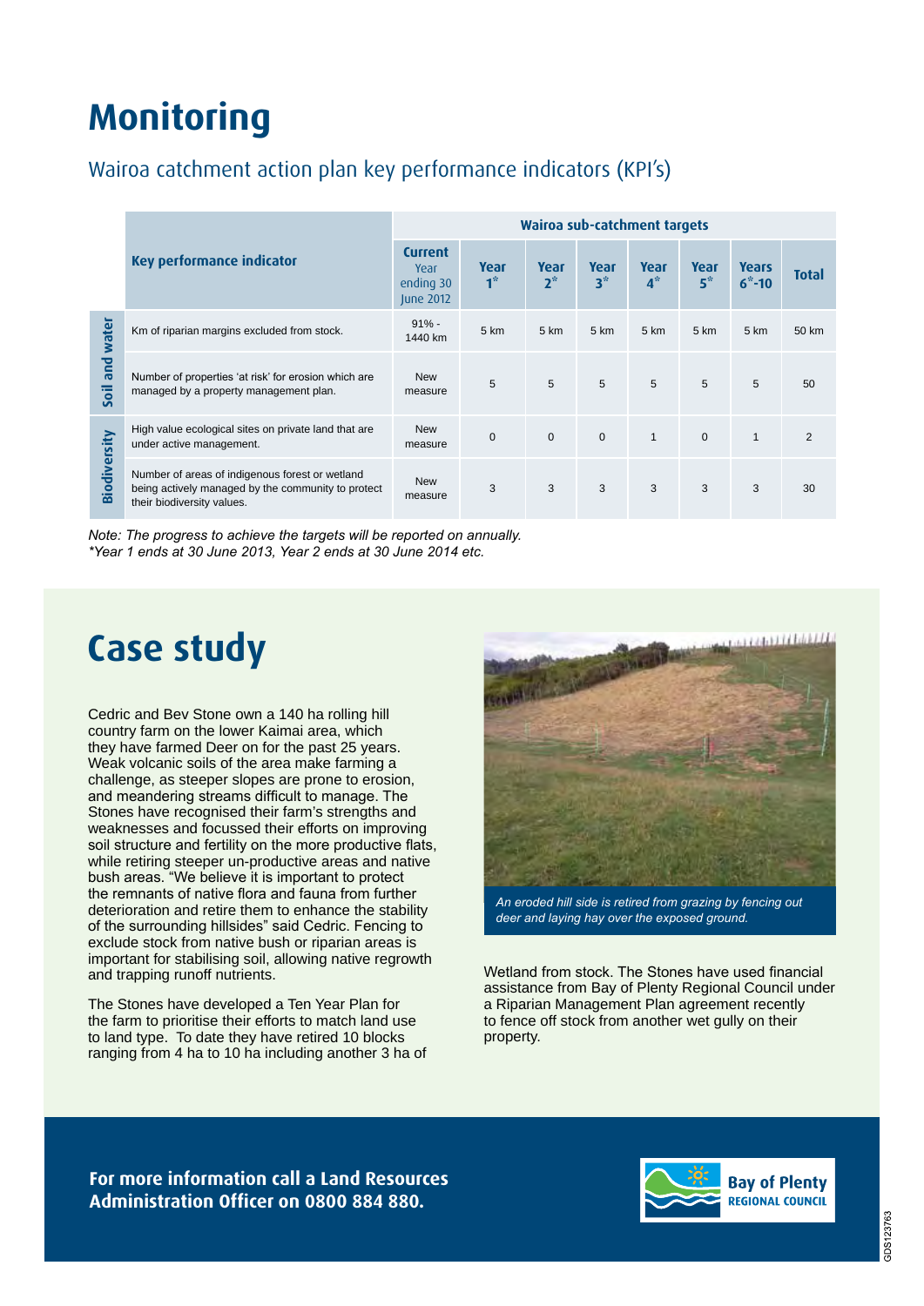# Monitoring

## Wairoa catchment action plan key performance indicators (KPI's)

| | Key performance indicator | Wairoa sub-catchment targets | | | | | | | |
|---|---|---|---|---|---|---|---|---|---|
| | | Current Year ending 30 June 2012 | Year 1* | Year 2* | Year 3* | Year 4* | Year 5* | Years 6*-10 | Total |
| Soil and water | Km of riparian margins excluded from stock. | 91% - 1440 km | 5 km | 5 km | 5 km | 5 km | 5 km | 5 km | 50 km |
| Soil and water | Number of properties 'at risk' for erosion which are managed by a property management plan. | New measure | 5 | 5 | 5 | 5 | 5 | 5 | 50 |
| Biodiversity | High value ecological sites on private land that are under active management. | New measure | 0 | 0 | 0 | 1 | 0 | 1 | 2 |
| Biodiversity | Number of areas of indigenous forest or wetland being actively managed by the community to protect their biodiversity values. | New measure | 3 | 3 | 3 | 3 | 3 | 3 | 30 |

*Note: The progress to achieve the targets will be reported on annually.*
*\*Year 1 ends at 30 June 2013, Year 2 ends at 30 June 2014 etc.*

# Case study

Cedric and Bev Stone own a 140 ha rolling hill country farm on the lower Kaimai area, which they have farmed Deer on for the past 25 years. Weak volcanic soils of the area make farming a challenge, as steeper slopes are prone to erosion, and meandering streams difficult to manage. The Stones have recognised their farm's strengths and weaknesses and focussed their efforts on improving soil structure and fertility on the more productive flats, while retiring steeper un-productive areas and native bush areas. "We believe it is important to protect the remnants of native flora and fauna from further deterioration and retire them to enhance the stability of the surrounding hillsides" said Cedric. Fencing to exclude stock from native bush or riparian areas is important for stabilising soil, allowing native regrowth and trapping runoff nutrients.

The Stones have developed a Ten Year Plan for the farm to prioritise their efforts to match land use to land type. To date they have retired 10 blocks ranging from 4 ha to 10 ha including another 3 ha of Wetland from stock. The Stones have used financial assistance from Bay of Plenty Regional Council under a Riparian Management Plan agreement recently to fence off stock from another wet gully on their property.

*An eroded hill side is retired from grazing by fencing out deer and laying hay over the exposed ground.*

**For more information call a Land Resources Administration Officer on 0800 884 880.**

Bay of Plenty REGIONAL COUNCIL

GDS123763